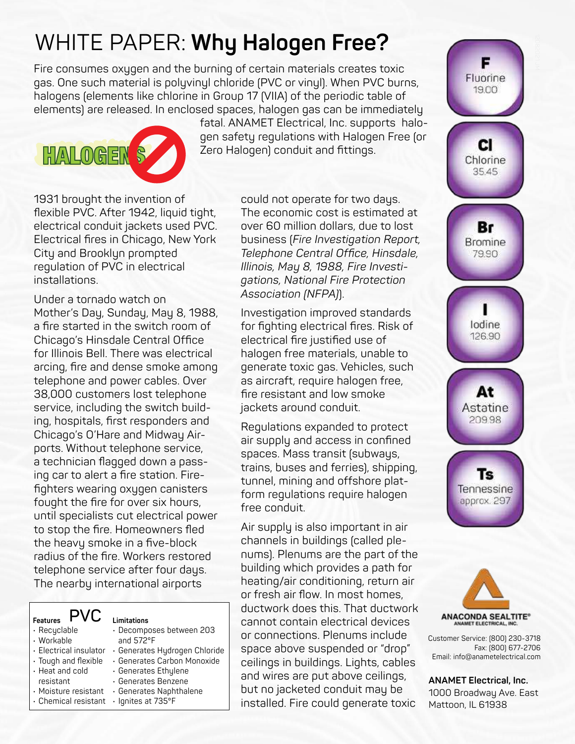# WHITE PAPER: **Why Halogen Free?**

Fire consumes oxygen and the burning of certain materials creates toxic gas. One such material is polyvinyl chloride (PVC or vinyl). When PVC burns, halogens (elements like chlorine in Group 17 (VIIA) of the periodic table of elements) are released. In enclosed spaces, halogen gas can be immediately fatal. ANAMET Electrical, Inc. supports halogen safety regulations with Halogen Free (or Zero Halogen) conduit and fittings.

HALOGENS

1931 brought the invention of flexible PVC. After 1942, liquid tight, electrical conduit jackets used PVC. Electrical fires in Chicago, New York City and Brooklyn prompted regulation of PVC in electrical installations.

Under a tornado watch on Mother's Day, Sunday, May 8, 1988, a fire started in the switch room of Chicago's Hinsdale Central Office for Illinois Bell. There was electrical arcing, fire and dense smoke among telephone and power cables. Over 38,000 customers lost telephone service, including the switch building, hospitals, first responders and Chicago's O'Hare and Midway Airports. Without telephone service, a technician flagged down a passing car to alert a fire station. Firefighters wearing oxygen canisters fought the fire for over six hours, until specialists cut electrical power to stop the fire. Homeowners fled the heavy smoke in a five-block radius of the fire. Workers restored telephone service after four days. The nearby international airports could not operate for two days. The economic cost is estimated at over 60 million dollars, due to lost business (*Fire Investigation Report, Telephone Central Office, Hinsdale, Illinois, May 8, 1988, Fire Investigations, National Fire Protection Association (NFPA)*).

| Features — PVC | Limitations |
|---|---|
| • Recyclable | • Decomposes between 203 and 572°F |
| • Workable | • Generates Hydrogen Chloride |
| • Electrical insulator | • Generates Carbon Monoxide |
| • Tough and flexible | • Generates Ethylene |
| • Heat and cold resistant | • Generates Benzene |
| • Moisture resistant | • Generates Naphthalene |
| • Chemical resistant | • Ignites at 735°F |

Investigation improved standards for fighting electrical fires. Risk of electrical fire justified use of halogen free materials, unable to generate toxic gas. Vehicles, such as aircraft, require halogen free, fire resistant and low smoke jackets around conduit.

Regulations expanded to protect air supply and access in confined spaces. Mass transit (subways, trains, buses and ferries), shipping, tunnel, mining and offshore platform regulations require halogen free conduit.

Air supply is also important in air channels in buildings (called plenums). Plenums are the part of the building which provides a path for heating/air conditioning, return air or fresh air flow. In most homes, ductwork does this. That ductwork cannot contain electrical devices or connections. Plenums include space above suspended or "drop" ceilings in buildings. Lights, cables and wires are put above ceilings, but no jacketed conduit may be installed. Fire could generate toxic

| Symbol | Element | Atomic Weight |
|---|---|---|
| F | Fluorine | 19.00 |
| Cl | Chlorine | 35.45 |
| Br | Bromine | 79.90 |
| I | Iodine | 126.90 |
| At | Astatine | 209.98 |
| Ts | Tennessine | approx. 297 |

ANACONDA SEALTITE®
ANAMET ELECTRICAL, INC.

Customer Service: (800) 230-3718
Fax: (800) 677-2706
Email: info@anametelectrical.com

**ANAMET Electrical, Inc.**
1000 Broadway Ave. East
Mattoon, IL 61938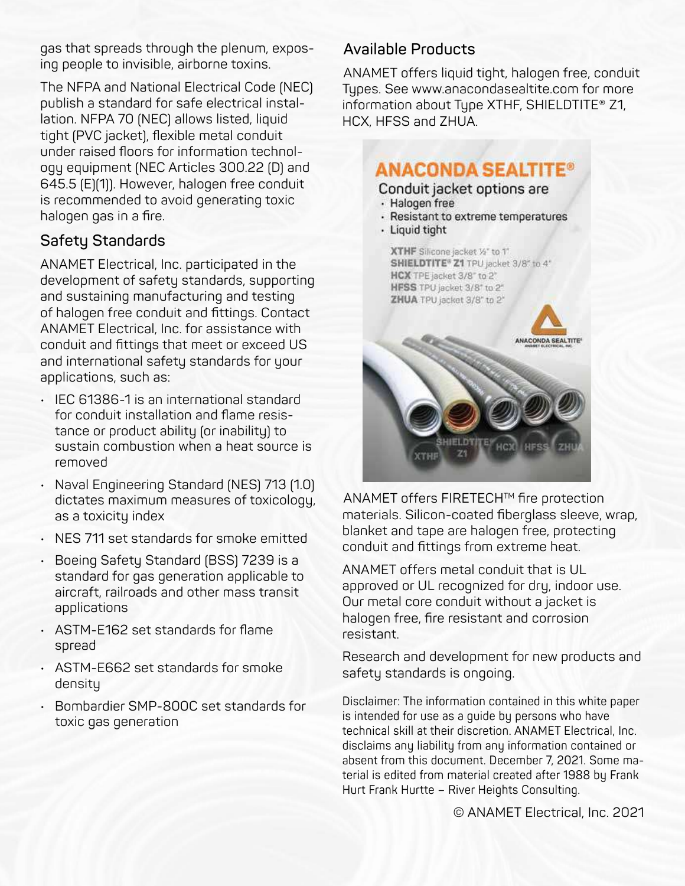gas that spreads through the plenum, exposing people to invisible, airborne toxins.

The NFPA and National Electrical Code (NEC) publish a standard for safe electrical installation. NFPA 70 (NEC) allows listed, liquid tight (PVC jacket), flexible metal conduit under raised floors for information technology equipment (NEC Articles 300.22 (D) and 645.5 (E)(1)). However, halogen free conduit is recommended to avoid generating toxic halogen gas in a fire.

## Safety Standards

ANAMET Electrical, Inc. participated in the development of safety standards, supporting and sustaining manufacturing and testing of halogen free conduit and fittings. Contact ANAMET Electrical, Inc. for assistance with conduit and fittings that meet or exceed US and international safety standards for your applications, such as:

- IEC 61386-1 is an international standard for conduit installation and flame resistance or product ability (or inability) to sustain combustion when a heat source is removed
- Naval Engineering Standard (NES) 713 (1.0) dictates maximum measures of toxicology, as a toxicity index
- NES 711 set standards for smoke emitted
- Boeing Safety Standard (BSS) 7239 is a standard for gas generation applicable to aircraft, railroads and other mass transit applications
- ASTM-E162 set standards for flame spread
- ASTM-E662 set standards for smoke density
- Bombardier SMP-800C set standards for toxic gas generation

## Available Products

ANAMET offers liquid tight, halogen free, conduit Types. See www.anacondasealtite.com for more information about Type XTHF, SHIELDTITE® Z1, HCX, HFSS and ZHUA.

ANACONDA SEALTITE®

Conduit jacket options are

- Halogen free
- Resistant to extreme temperatures
- Liquid tight

**XTHF** Silicone jacket ½" to 1"
**SHIELDTITE® Z1** TPU jacket 3/8" to 4"
**HCX** TPE jacket 3/8" to 2"
**HFSS** TPU jacket 3/8" to 2"
**ZHUA** TPU jacket 3/8" to 2"

ANACONDA SEALTITE®

XTHF SHIELDTITE Z1 HCX HFSS ZHUA

ANAMET offers FIRETECH™ fire protection materials. Silicon-coated fiberglass sleeve, wrap, blanket and tape are halogen free, protecting conduit and fittings from extreme heat.

ANAMET offers metal conduit that is UL approved or UL recognized for dry, indoor use. Our metal core conduit without a jacket is halogen free, fire resistant and corrosion resistant.

Research and development for new products and safety standards is ongoing.

Disclaimer: The information contained in this white paper is intended for use as a guide by persons who have technical skill at their discretion. ANAMET Electrical, Inc. disclaims any liability from any information contained or absent from this document. December 7, 2021. Some material is edited from material created after 1988 by Frank Hurt Frank Hurtte – River Heights Consulting.

© ANAMET Electrical, Inc. 2021